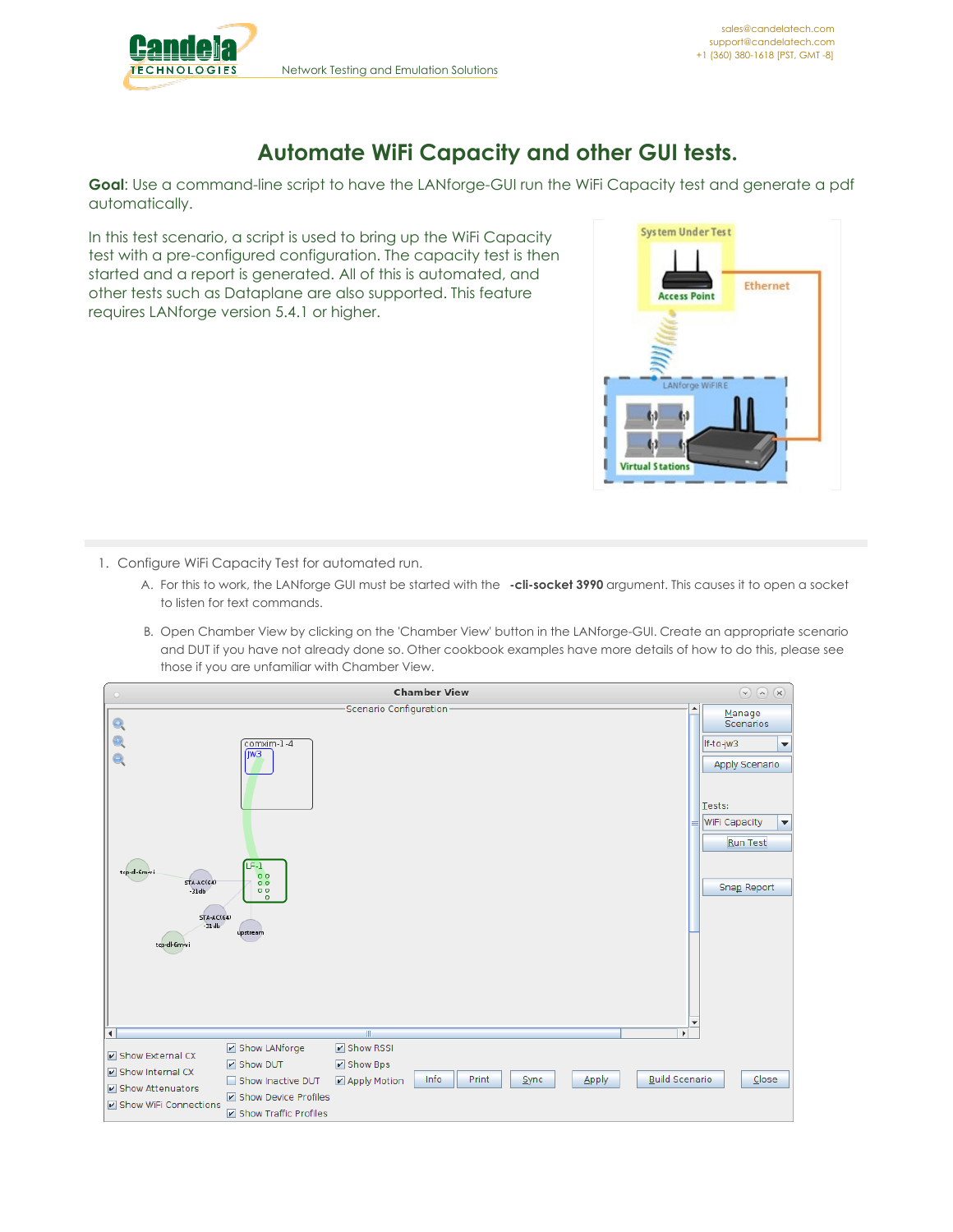# Automate WiFi Capacity and other GUI tests.

**Goal**: Use a command-line script to have the LANforge-GUI run the WiFi Capacity test and generate a pdf automatically.

In this test scenario, a script is used to bring up the WiFi Capacity test with a pre-configured configuration. The capacity test is then started and a report is generated. All of this is automated, and other tests such as Dataplane are also supported. This feature requires LANforge version 5.4.1 or higher.

1. Configure WiFi Capacity Test for automated run.
   A. For this to work, the LANforge GUI must be started with the **-cli-socket 3990** argument. This causes it to open a socket to listen for text commands.
   B. Open Chamber View by clicking on the 'Chamber View' button in the LANforge-GUI. Create an appropriate scenario and DUT if you have not already done so. Other cookbook examples have more details of how to do this, please see those if you are unfamiliar with Chamber View.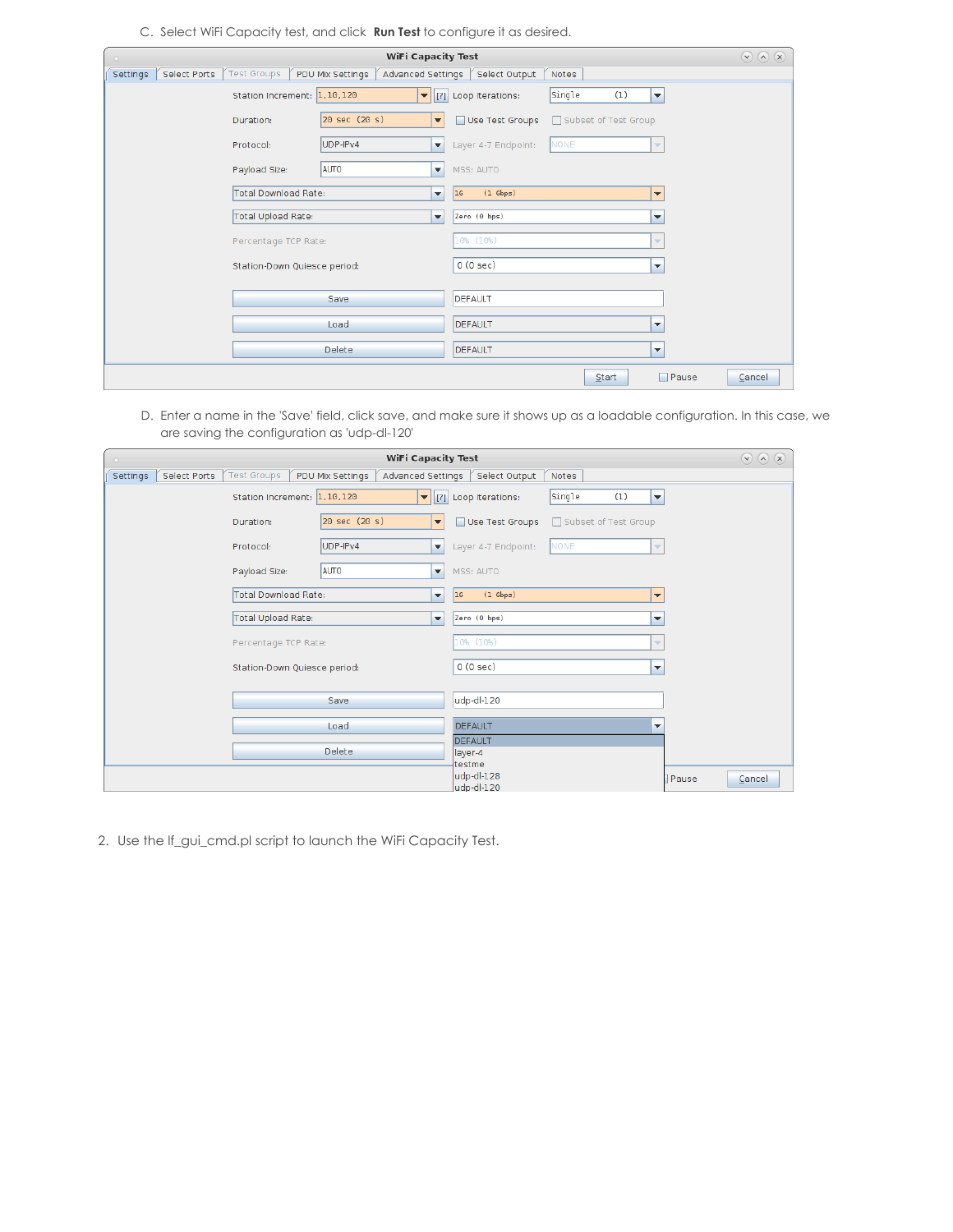C. Select WiFi Capacity test, and click **Run Test** to configure it as desired.

D. Enter a name in the 'Save' field, click save, and make sure it shows up as a loadable configuration. In this case, we are saving the configuration as 'udp-dl-120'

2. Use the lf_gui_cmd.pl script to launch the WiFi Capacity Test.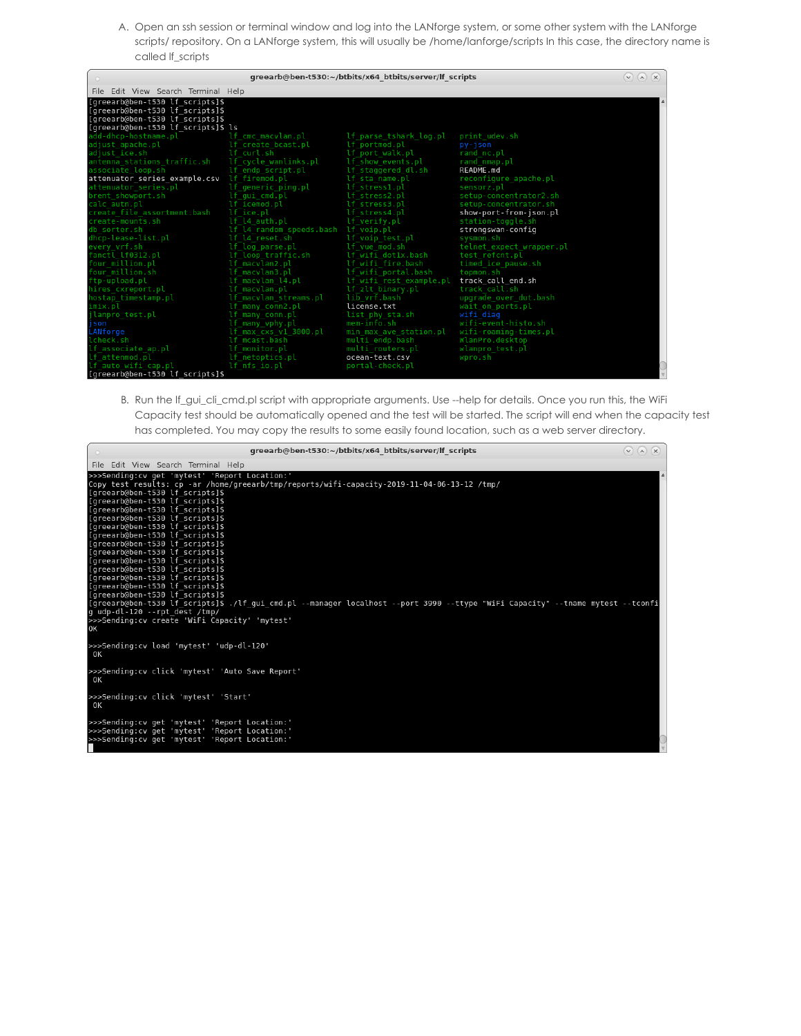A. Open an ssh session or terminal window and log into the LANforge system, or some other system with the LANforge scripts/ repository. On a LANforge system, this will usually be /home/lanforge/scripts In this case, the directory name is called lf_scripts

```
greearb@ben-t530:~/btbits/x64_btbits/server/lf_scripts
File  Edit  View  Search  Terminal  Help
[greearb@ben-t530 lf_scripts]$
[greearb@ben-t530 lf_scripts]$
[greearb@ben-t530 lf_scripts]$
[greearb@ben-t530 lf_scripts]$ ls
add-dhcp-hostname.pl        lf_cmc_macvlan.pl          lf_parse_tshark_log.pl   print_udev.sh
adjust_apache.pl            lf_create_bcast.pl         lf_portmod.pl            py-json
adjust_ice.sh               lf_curl.sh                 lf_port_walk.pl          rand_nc.pl
antenna_stations_traffic.sh lf_cycle_wanlinks.pl       lf_show_events.pl        rand_nmap.pl
associate_loop.sh           lf_endp_script.pl          lf_staggered_dl.sh       README.md
attenuator_series_example.csv lf_firemod.pl            lf_sta_name.pl           reconfigure_apache.pl
attenuator_series.pl        lf_generic_ping.pl         lf_stress1.pl            sensorz.pl
brent_showport.sh           lf_gui_cmd.pl              lf_stress2.pl            setup-concentrator2.sh
calc_autn.pl                lf_icemod.pl               lf_stress3.pl            setup-concentrator.sh
create_file_assortment.bash lf_ice.pl                  lf_stress4.pl            show-port-from-json.pl
create-mounts.sh            lf_l4_auth.pl              lf_verify.pl             station-toggle.sh
db_sorter.sh                lf_l4_random_speeds.bash   lf_voip.pl               strongswan-config
dhcp-lease-list.pl          lf_l4_reset.sh             lf_voip_test.pl          sysmon.sh
every_vrf.sh                lf_log_parse.pl            lf_vue_mod.sh            telnet_expect_wrapper.pl
fanctl_lf0312.pl            lf_loop_traffic.sh         lf_wifi_dot1x.bash       test_refcnt.pl
four_million.pl             lf_macvlan2.pl             lf_wifi_fire.bash        timed_ice_pause.sh
four_million.sh             lf_macvlan3.pl             lf_wifi_portal.bash      topmon.sh
ftp-upload.pl               lf_macvlan_l4.pl           lf_wifi_rest_example.pl  track_call_end.sh
hires_cxreport.pl           lf_macvlan.pl              lf_zlt_binary.pl         track_call.sh
hostap_timestamp.pl         lf_macvlan_streams.pl      lib_vrf.bash             upgrade_over_dut.bash
imix.pl                     lf_many_conn2.pl           license.txt              wait_on_ports.pl
jlanpro_test.pl             lf_many_conn.pl            list_phy_sta.sh          wifi_diag
json                        lf_many_vphy.pl            mem-info.sh              wifi-event-histo.sh
LANforge                    lf_max_cxs_v1_3000.pl      min_max_ave_station.pl   wifi-roaming-times.pl
lcheck.sh                   lf_mcast.bash              multi_endp.bash          WlanPro.desktop
lf_associate_ap.pl          lf_monitor.pl              multi_routers.pl         wlanpro_test.pl
lf_attenmod.pl              lf_netoptics.pl            ocean-text.csv           wpro.sh
lf_auto_wifi_cap.pl         lf_nfs_io.pl               portal-check.pl
[greearb@ben-t530 lf_scripts]$
```

B. Run the lf_gui_cli_cmd.pl script with appropriate arguments. Use --help for details. Once you run this, the WiFi Capacity test should be automatically opened and the test will be started. The script will end when the capacity test has completed. You may copy the results to some easily found location, such as a web server directory.

```
greearb@ben-t530:~/btbits/x64_btbits/server/lf_scripts
File  Edit  View  Search  Terminal  Help
>>>Sending:cv get 'mytest' 'Report Location:'
Copy test results: cp -ar /home/greearb/tmp/reports/wifi-capacity-2019-11-04-06-13-12 /tmp/
[greearb@ben-t530 lf_scripts]$
[greearb@ben-t530 lf_scripts]$
[greearb@ben-t530 lf_scripts]$
[greearb@ben-t530 lf_scripts]$
[greearb@ben-t530 lf_scripts]$
[greearb@ben-t530 lf_scripts]$
[greearb@ben-t530 lf_scripts]$
[greearb@ben-t530 lf_scripts]$
[greearb@ben-t530 lf_scripts]$
[greearb@ben-t530 lf_scripts]$
[greearb@ben-t530 lf_scripts]$
[greearb@ben-t530 lf_scripts]$
[greearb@ben-t530 lf_scripts]$ ./lf_gui_cmd.pl --manager localhost --port 3990 --ttype "WiFi Capacity" --tname mytest --tconfi
g udp-dl-120 --rpt_dest /tmp/
>>>Sending:cv create 'WiFi Capacity' 'mytest'
OK

>>>Sending:cv load 'mytest' 'udp-dl-120'
 OK

>>>Sending:cv click 'mytest' 'Auto Save Report'
 OK

>>>Sending:cv click 'mytest' 'Start'
 OK

>>>Sending:cv get 'mytest' 'Report Location:'
>>>Sending:cv get 'mytest' 'Report Location:'
>>>Sending:cv get 'mytest' 'Report Location:'
```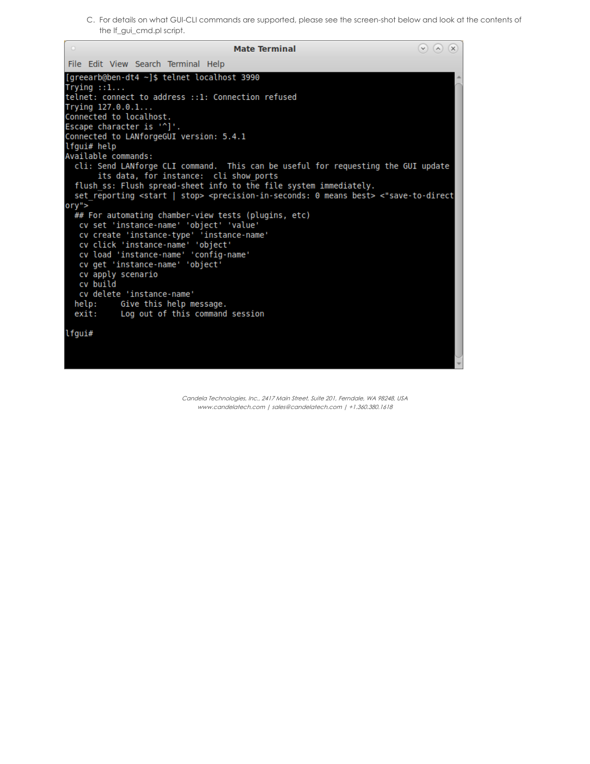C. For details on what GUI-CLI commands are supported, please see the screen-shot below and look at the contents of the lf_gui_cmd.pl script.

```
[greearb@ben-dt4 ~]$ telnet localhost 3990
Trying ::1...
telnet: connect to address ::1: Connection refused
Trying 127.0.0.1...
Connected to localhost.
Escape character is '^]'.
Connected to LANforgeGUI version: 5.4.1
lfgui# help
Available commands:
  cli: Send LANforge CLI command.  This can be useful for requesting the GUI update
       its data, for instance:  cli show_ports
  flush_ss: Flush spread-sheet info to the file system immediately.
  set_reporting <start | stop> <precision-in-seconds: 0 means best> <"save-to-direct
ory">
  ## For automating chamber-view tests (plugins, etc)
   cv set 'instance-name' 'object' 'value'
   cv create 'instance-type' 'instance-name'
   cv click 'instance-name' 'object'
   cv load 'instance-name' 'config-name'
   cv get 'instance-name' 'object'
   cv apply scenario
   cv build
   cv delete 'instance-name'
  help:     Give this help message.
  exit:     Log out of this command session

lfgui#
```